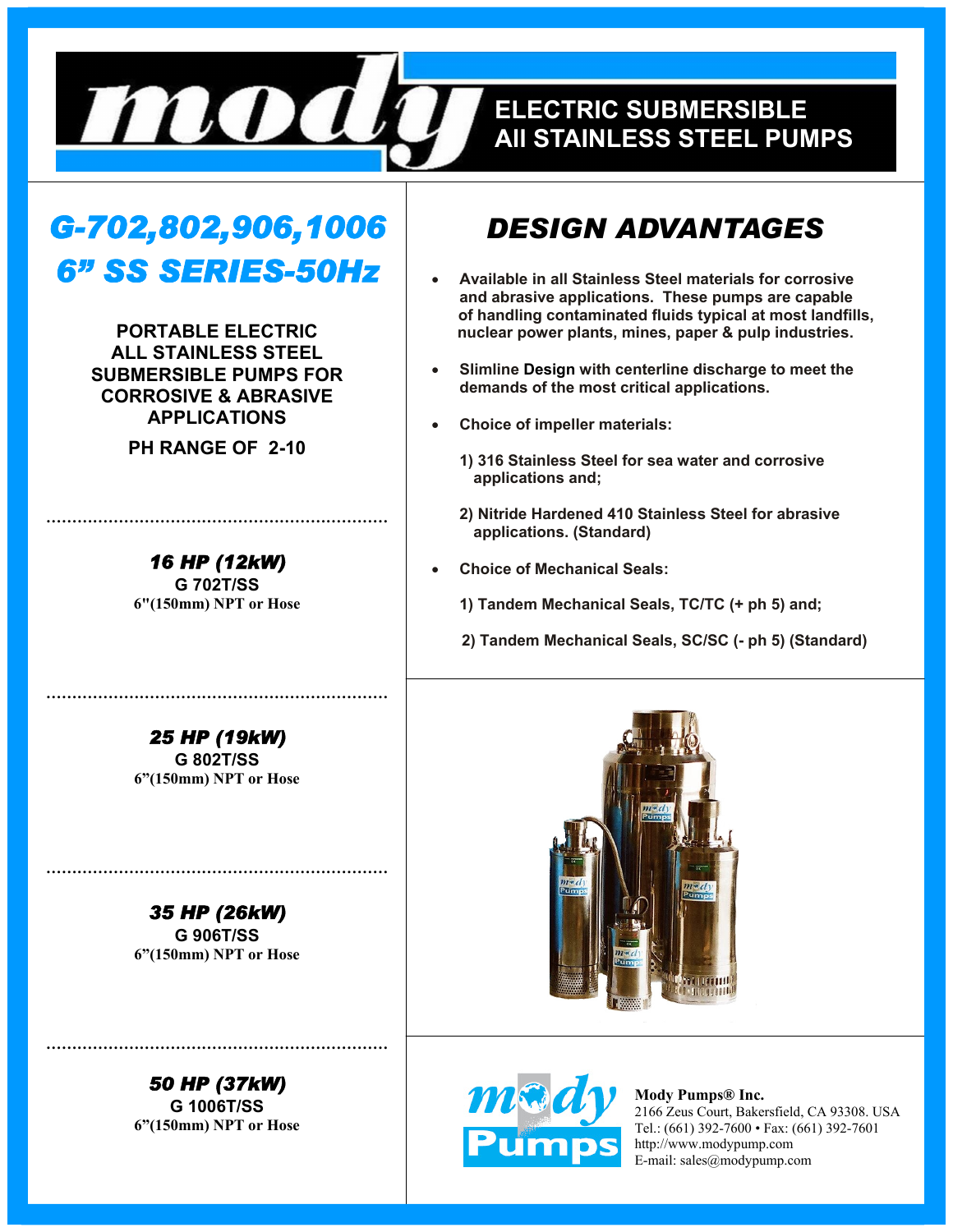# mody ELECTRIC SUBMERSIBLE All STAINLESS STEEL PUMPS

## *G-702,802,906,1006*
## *6" SS SERIES-50Hz*

**PORTABLE ELECTRIC ALL STAINLESS STEEL SUBMERSIBLE PUMPS FOR CORROSIVE & ABRASIVE APPLICATIONS**

**PH RANGE OF 2-10**

---

***16 HP (12kW)***
**G 702T/SS**
**6"(150mm) NPT or Hose**

---

***25 HP (19kW)***
**G 802T/SS**
**6"(150mm) NPT or Hose**

---

***35 HP (26kW)***
**G 906T/SS**
**6"(150mm) NPT or Hose**

---

***50 HP (37kW)***
**G 1006T/SS**
**6"(150mm) NPT or Hose**

## *DESIGN ADVANTAGES*

- **Available in all Stainless Steel materials for corrosive and abrasive applications. These pumps are capable of handling contaminated fluids typical at most landfills, nuclear power plants, mines, paper & pulp industries.**
- **Slimline Design with centerline discharge to meet the demands of the most critical applications.**
- **Choice of impeller materials:**

  **1) 316 Stainless Steel for sea water and corrosive applications and;**

  **2) Nitride Hardened 410 Stainless Steel for abrasive applications. (Standard)**
- **Choice of Mechanical Seals:**

  **1) Tandem Mechanical Seals, TC/TC (+ ph 5) and;**

  **2) Tandem Mechanical Seals, SC/SC (- ph 5) (Standard)**

**Mody Pumps® Inc.**
2166 Zeus Court, Bakersfield, CA 93308. USA
Tel.: (661) 392-7600 • Fax: (661) 392-7601
http://www.modypump.com
E-mail: sales@modypump.com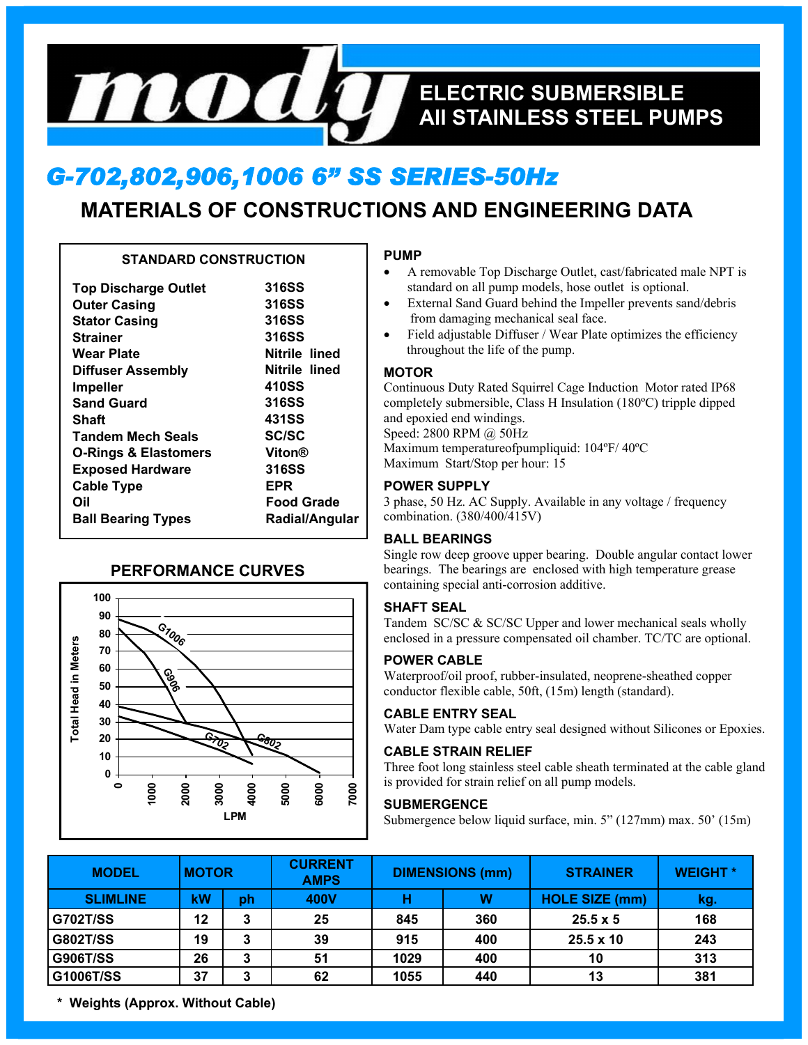# mody

**ELECTRIC SUBMERSIBLE**
**All STAINLESS STEEL PUMPS**

## *G-702,802,906,1006 6" SS SERIES-50Hz*

## MATERIALS OF CONSTRUCTIONS AND ENGINEERING DATA

| STANDARD CONSTRUCTION | |
|---|---|
| **Top Discharge Outlet** | **316SS** |
| **Outer Casing** | **316SS** |
| **Stator Casing** | **316SS** |
| **Strainer** | **316SS** |
| **Wear Plate** | **Nitrile lined** |
| **Diffuser Assembly** | **Nitrile lined** |
| **Impeller** | **410SS** |
| **Sand Guard** | **316SS** |
| **Shaft** | **431SS** |
| **Tandem Mech Seals** | **SC/SC** |
| **O-Rings & Elastomers** | **Viton®** |
| **Exposed Hardware** | **316SS** |
| **Cable Type** | **EPR** |
| **Oil** | **Food Grade** |
| **Ball Bearing Types** | **Radial/Angular** |

### PERFORMANCE CURVES

Total Head in Meters
100
90
80
70
60
50
40
30
20
10
0

0 1000 2000 3000 4000 5000 6000 7000
LPM

G1006
G906
G702
G802

### PUMP

- A removable Top Discharge Outlet, cast/fabricated male NPT is standard on all pump models, hose outlet is optional.
- External Sand Guard behind the Impeller prevents sand/debris from damaging mechanical seal face.
- Field adjustable Diffuser / Wear Plate optimizes the efficiency throughout the life of the pump.

### MOTOR

Continuous Duty Rated Squirrel Cage Induction Motor rated IP68 completely submersible, Class H Insulation (180ºC) tripple dipped and epoxied end windings.
Speed: 2800 RPM @ 50Hz
Maximum temperatureofpumpliquid: 104ºF/ 40ºC
Maximum Start/Stop per hour: 15

### POWER SUPPLY

3 phase, 50 Hz. AC Supply. Available in any voltage / frequency combination. (380/400/415V)

### BALL BEARINGS

Single row deep groove upper bearing. Double angular contact lower bearings. The bearings are enclosed with high temperature grease containing special anti-corrosion additive.

### SHAFT SEAL

Tandem SC/SC & SC/SC Upper and lower mechanical seals wholly enclosed in a pressure compensated oil chamber. TC/TC are optional.

### POWER CABLE

Waterproof/oil proof, rubber-insulated, neoprene-sheathed copper conductor flexible cable, 50ft, (15m) length (standard).

### CABLE ENTRY SEAL

Water Dam type cable entry seal designed without Silicones or Epoxies.

### CABLE STRAIN RELIEF

Three foot long stainless steel cable sheath terminated at the cable gland is provided for strain relief on all pump models.

### SUBMERGENCE

Submergence below liquid surface, min. 5" (127mm) max. 50' (15m)

| MODEL | MOTOR | | CURRENT AMPS | DIMENSIONS (mm) | | STRAINER | WEIGHT * |
|---|---|---|---|---|---|---|---|
| **SLIMLINE** | **kW** | **ph** | **400V** | **H** | **W** | **HOLE SIZE (mm)** | **kg.** |
| G702T/SS | 12 | 3 | 25 | 845 | 360 | 25.5 x 5 | 168 |
| G802T/SS | 19 | 3 | 39 | 915 | 400 | 25.5 x 10 | 243 |
| G906T/SS | 26 | 3 | 51 | 1029 | 400 | 10 | 313 |
| G1006T/SS | 37 | 3 | 62 | 1055 | 440 | 13 | 381 |

\* Weights (Approx. Without Cable)